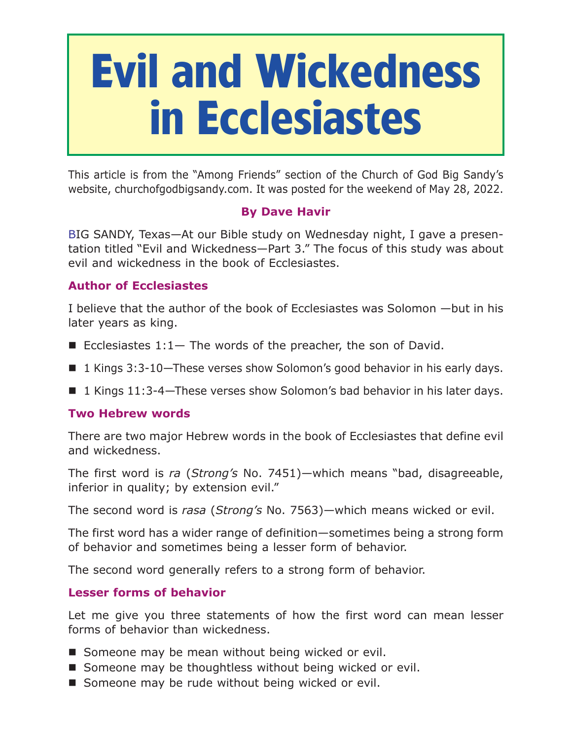# Evil and Wickedness in Ecclesiastes

This article is from the "Among Friends" section of the Church of God Big Sandy's website, churchofgodbigsandy.com. It was posted for the weekend of May 28, 2022.

**By Dave Havir**

BIG SANDY, Texas—At our Bible study on Wednesday night, I gave a presentation titled "Evil and Wickedness—Part 3." The focus of this study was about evil and wickedness in the book of Ecclesiastes.

## Author of Ecclesiastes

I believe that the author of the book of Ecclesiastes was Solomon —but in his later years as king.

- Ecclesiastes 1:1— The words of the preacher, the son of David.
- 1 Kings 3:3-10—These verses show Solomon's good behavior in his early days.
- 1 Kings 11:3-4—These verses show Solomon's bad behavior in his later days.

## Two Hebrew words

There are two major Hebrew words in the book of Ecclesiastes that define evil and wickedness.

The first word is *ra* (*Strong's* No. 7451)—which means "bad, disagreeable, inferior in quality; by extension evil."

The second word is *rasa* (*Strong's* No. 7563)—which means wicked or evil.

The first word has a wider range of definition—sometimes being a strong form of behavior and sometimes being a lesser form of behavior.

The second word generally refers to a strong form of behavior.

## Lesser forms of behavior

Let me give you three statements of how the first word can mean lesser forms of behavior than wickedness.

- Someone may be mean without being wicked or evil.
- Someone may be thoughtless without being wicked or evil.
- Someone may be rude without being wicked or evil.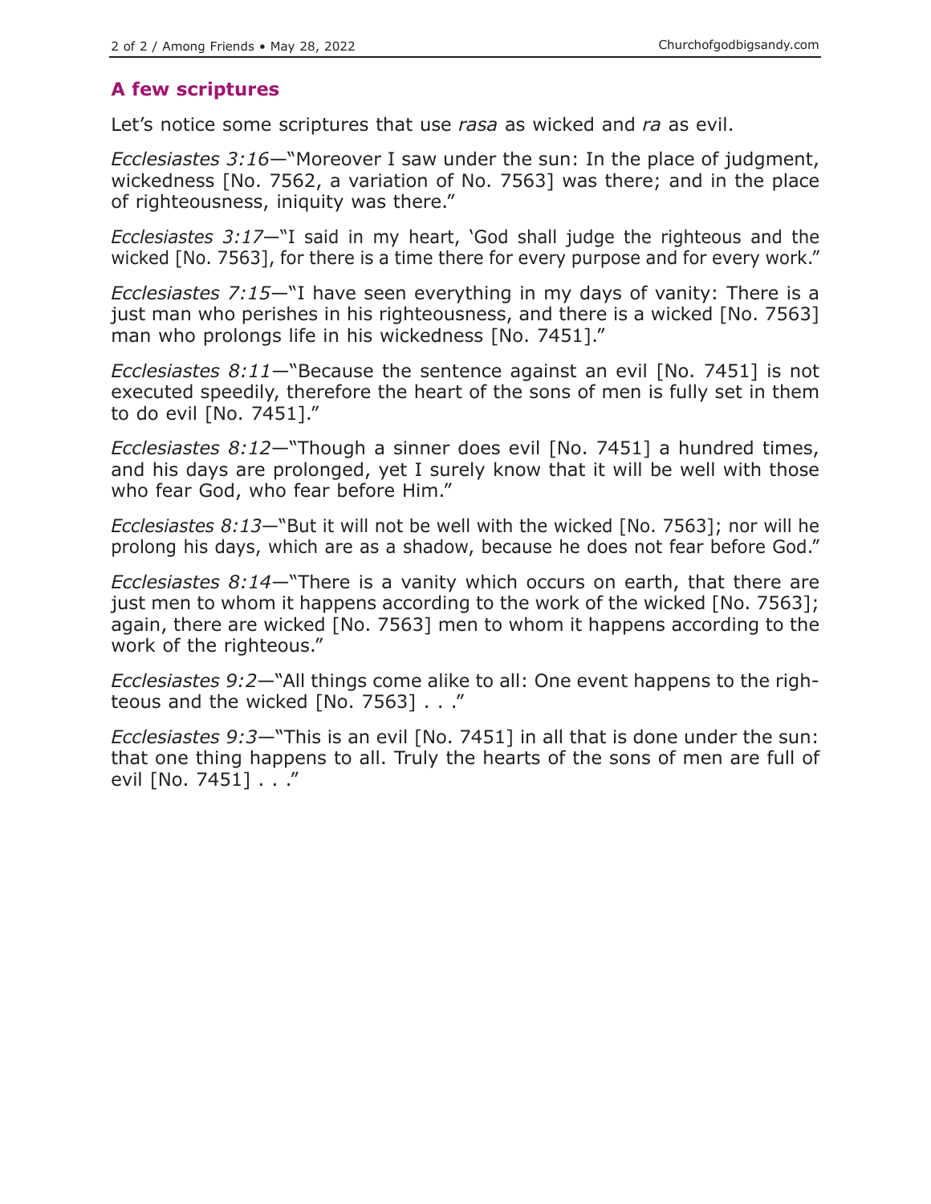## A few scriptures

Let's notice some scriptures that use *rasa* as wicked and *ra* as evil.

*Ecclesiastes 3:16*—"Moreover I saw under the sun: In the place of judgment, wickedness [No. 7562, a variation of No. 7563] was there; and in the place of righteousness, iniquity was there."

*Ecclesiastes 3:17*—"I said in my heart, 'God shall judge the righteous and the wicked [No. 7563], for there is a time there for every purpose and for every work."

*Ecclesiastes 7:15*—"I have seen everything in my days of vanity: There is a just man who perishes in his righteousness, and there is a wicked [No. 7563] man who prolongs life in his wickedness [No. 7451]."

*Ecclesiastes 8:11*—"Because the sentence against an evil [No. 7451] is not executed speedily, therefore the heart of the sons of men is fully set in them to do evil [No. 7451]."

*Ecclesiastes 8:12*—"Though a sinner does evil [No. 7451] a hundred times, and his days are prolonged, yet I surely know that it will be well with those who fear God, who fear before Him."

*Ecclesiastes 8:13*—"But it will not be well with the wicked [No. 7563]; nor will he prolong his days, which are as a shadow, because he does not fear before God."

*Ecclesiastes 8:14*—"There is a vanity which occurs on earth, that there are just men to whom it happens according to the work of the wicked [No. 7563]; again, there are wicked [No. 7563] men to whom it happens according to the work of the righteous."

*Ecclesiastes 9:2*—"All things come alike to all: One event happens to the righteous and the wicked [No. 7563] . . ."

*Ecclesiastes 9:3*—"This is an evil [No. 7451] in all that is done under the sun: that one thing happens to all. Truly the hearts of the sons of men are full of evil [No. 7451] . . ."